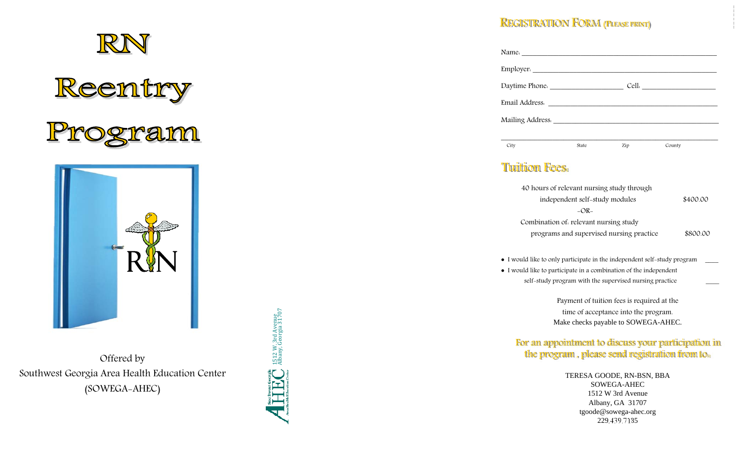# RN Reentry Program

RN

Offered by
Southwest Georgia Area Health Education Center
(SOWEGA-AHEC)

Southwest Georgia AHEC Area Health Education Center
1512 W. 3rd Avenue
Albany, Georgia 31707

## Registration Form (Please Print)

Name: ______________________________

Employer: ______________________________

Daytime Phone: ________________ Cell: ________________

Email Address: ______________________________

Mailing Address: ______________________________

______________________________

City State Zip County

## Tuition Fees:

| | |
|---|---|
| 40 hours of relevant nursing study through independent self-study modules | $400.00 |
| -OR- | |
| Combination of: relevant nursing study programs and supervised nursing practice | $800.00 |

- I would like to only participate in the independent self-study program ____
- I would like to participate in a combination of the independent self-study program with the supervised nursing practice ____

Payment of tuition fees is required at the time of acceptance into the program.
Make checks payable to SOWEGA-AHEC.

### For an appointment to discuss your participation in the program , please send registration from to:

TERESA GOODE, RN-BSN, BBA
SOWEGA-AHEC
1512 W 3rd Avenue
Albany, GA 31707
tgoode@sowega-ahec.org
229.439.7135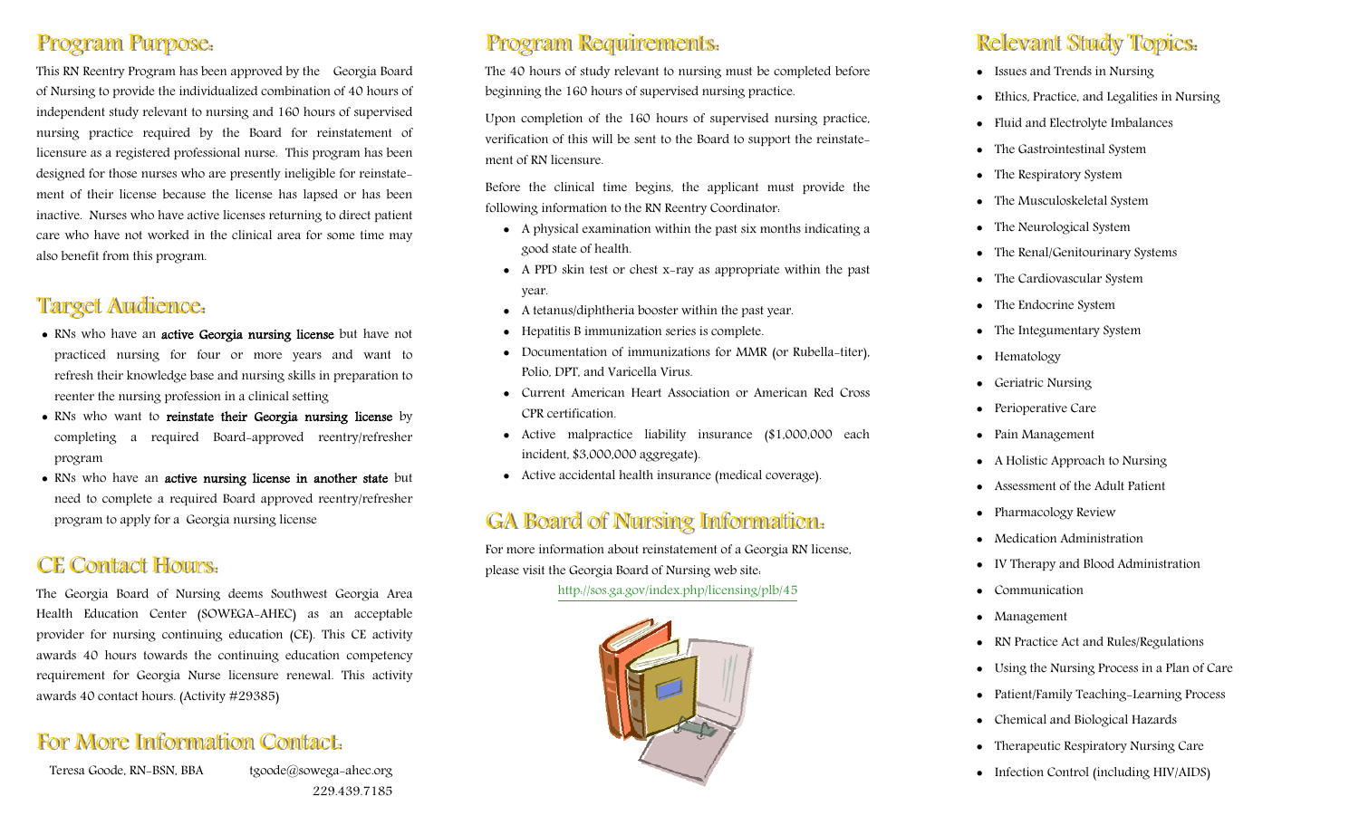## Program Purpose:

This RN Reentry Program has been approved by the Georgia Board of Nursing to provide the individualized combination of 40 hours of independent study relevant to nursing and 160 hours of supervised nursing practice required by the Board for reinstatement of licensure as a registered professional nurse. This program has been designed for those nurses who are presently ineligible for reinstatement of their license because the license has lapsed or has been inactive. Nurses who have active licenses returning to direct patient care who have not worked in the clinical area for some time may also benefit from this program.

## Target Audience:

- RNs who have an **active Georgia nursing license** but have not practiced nursing for four or more years and want to refresh their knowledge base and nursing skills in preparation to reenter the nursing profession in a clinical setting
- RNs who want to **reinstate their Georgia nursing license** by completing a required Board-approved reentry/refresher program
- RNs who have an **active nursing license in another state** but need to complete a required Board approved reentry/refresher program to apply for a Georgia nursing license

## CE Contact Hours:

The Georgia Board of Nursing deems Southwest Georgia Area Health Education Center (SOWEGA-AHEC) as an acceptable provider for nursing continuing education (CE). This CE activity awards 40 hours towards the continuing education competency requirement for Georgia Nurse licensure renewal. This activity awards 40 contact hours. (Activity #29385)

## For More Information Contact:

Teresa Goode, RN-BSN, BBA tgoode@sowega-ahec.org 229.439.7185

## Program Requirements:

The 40 hours of study relevant to nursing must be completed before beginning the 160 hours of supervised nursing practice.

Upon completion of the 160 hours of supervised nursing practice, verification of this will be sent to the Board to support the reinstatement of RN licensure.

Before the clinical time begins, the applicant must provide the following information to the RN Reentry Coordinator:

- A physical examination within the past six months indicating a good state of health.
- A PPD skin test or chest x-ray as appropriate within the past year.
- A tetanus/diphtheria booster within the past year.
- Hepatitis B immunization series is complete.
- Documentation of immunizations for MMR (or Rubella-titer), Polio, DPT, and Varicella Virus.
- Current American Heart Association or American Red Cross CPR certification.
- Active malpractice liability insurance ($1,000,000 each incident, $3,000,000 aggregate).
- Active accidental health insurance (medical coverage).

## GA Board of Nursing Information:

For more information about reinstatement of a Georgia RN license, please visit the Georgia Board of Nursing web site:

http://sos.ga.gov/index.php/licensing/plb/45

## Relevant Study Topics:

- Issues and Trends in Nursing
- Ethics, Practice, and Legalities in Nursing
- Fluid and Electrolyte Imbalances
- The Gastrointestinal System
- The Respiratory System
- The Musculoskeletal System
- The Neurological System
- The Renal/Genitourinary Systems
- The Cardiovascular System
- The Endocrine System
- The Integumentary System
- Hematology
- Geriatric Nursing
- Perioperative Care
- Pain Management
- A Holistic Approach to Nursing
- Assessment of the Adult Patient
- Pharmacology Review
- Medication Administration
- IV Therapy and Blood Administration
- Communication
- Management
- RN Practice Act and Rules/Regulations
- Using the Nursing Process in a Plan of Care
- Patient/Family Teaching-Learning Process
- Chemical and Biological Hazards
- Therapeutic Respiratory Nursing Care
- Infection Control (including HIV/AIDS)